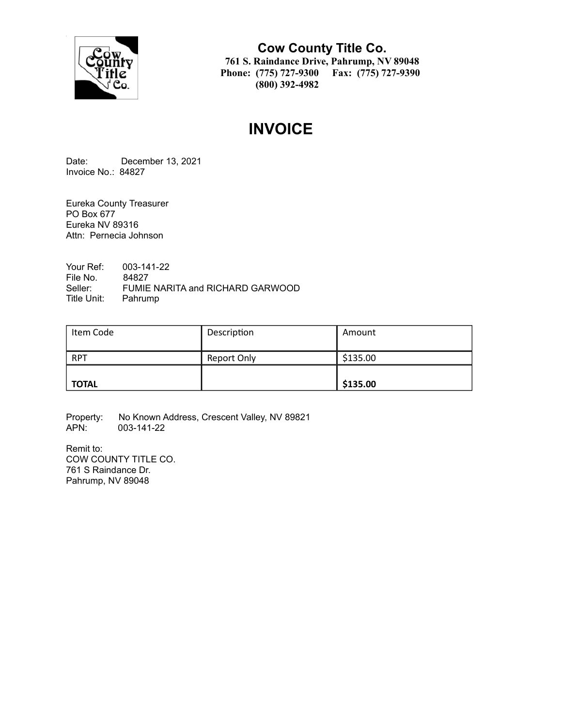# Cow County Title Co.

**761 S. Raindance Drive, Pahrump, NV 89048**
**Phone: (775) 727-9300 Fax: (775) 727-9390**
**(800) 392-4982**

# INVOICE

Date: December 13, 2021
Invoice No.: 84827

Eureka County Treasurer
PO Box 677
Eureka NV 89316
Attn: Pernecia Johnson

Your Ref: 003-141-22
File No. 84827
Seller: FUMIE NARITA and RICHARD GARWOOD
Title Unit: Pahrump

| Item Code | Description | Amount |
|---|---|---|
| RPT | Report Only | $135.00 |
| **TOTAL** | | **$135.00** |

Property: No Known Address, Crescent Valley, NV 89821
APN: 003-141-22

Remit to:
COW COUNTY TITLE CO.
761 S Raindance Dr.
Pahrump, NV 89048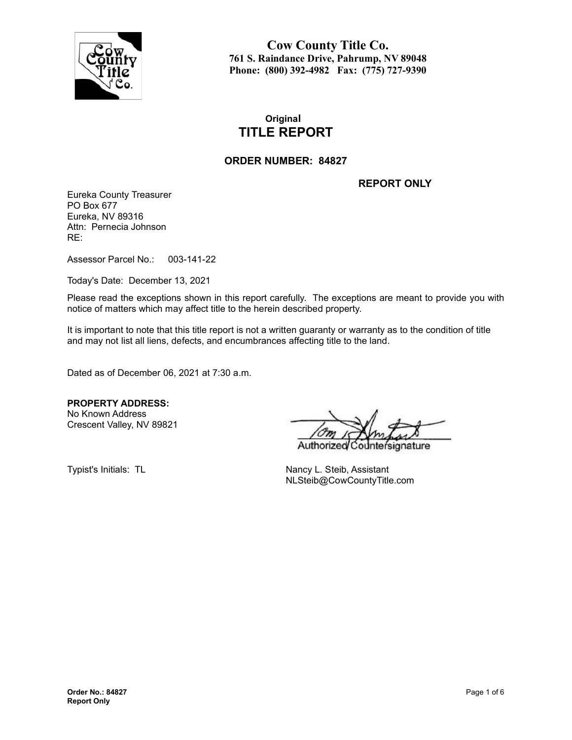# Cow County Title Co.

**761 S. Raindance Drive, Pahrump, NV 89048**
**Phone: (800) 392-4982 Fax: (775) 727-9390**

**Original**

## TITLE REPORT

### ORDER NUMBER: 84827

**REPORT ONLY**

Eureka County Treasurer
PO Box 677
Eureka, NV 89316
Attn: Pernecia Johnson
RE:

Assessor Parcel No.: 003-141-22

Today's Date: December 13, 2021

Please read the exceptions shown in this report carefully. The exceptions are meant to provide you with notice of matters which may affect title to the herein described property.

It is important to note that this title report is not a written guaranty or warranty as to the condition of title and may not list all liens, defects, and encumbrances affecting title to the land.

Dated as of December 06, 2021 at 7:30 a.m.

**PROPERTY ADDRESS:**
No Known Address
Crescent Valley, NV 89821

Authorized Countersignature

Typist's Initials: TL

Nancy L. Steib, Assistant
NLSteib@CowCountyTitle.com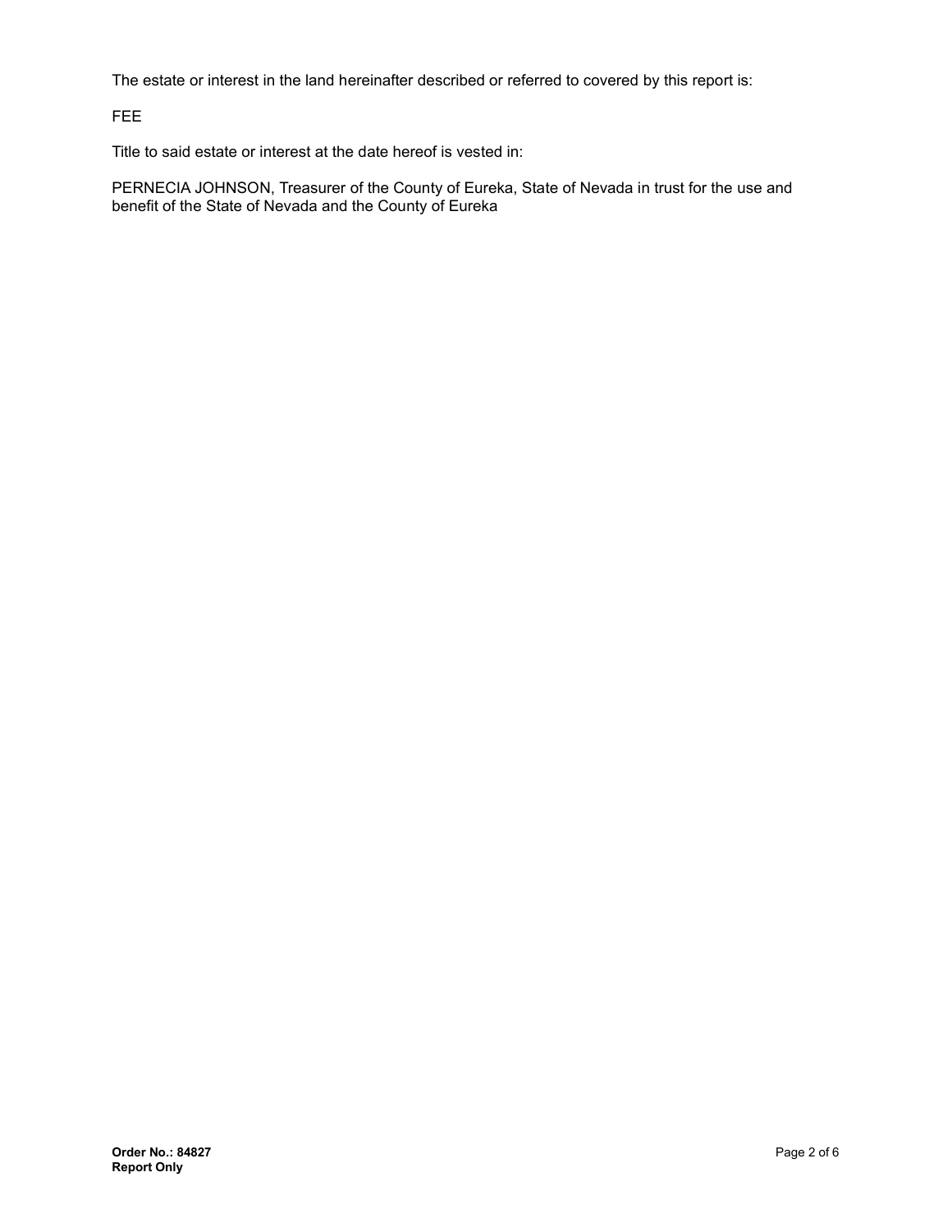The estate or interest in the land hereinafter described or referred to covered by this report is:

FEE

Title to said estate or interest at the date hereof is vested in:

PERNECIA JOHNSON, Treasurer of the County of Eureka, State of Nevada in trust for the use and benefit of the State of Nevada and the County of Eureka

**Order No.: 84827**
**Report Only**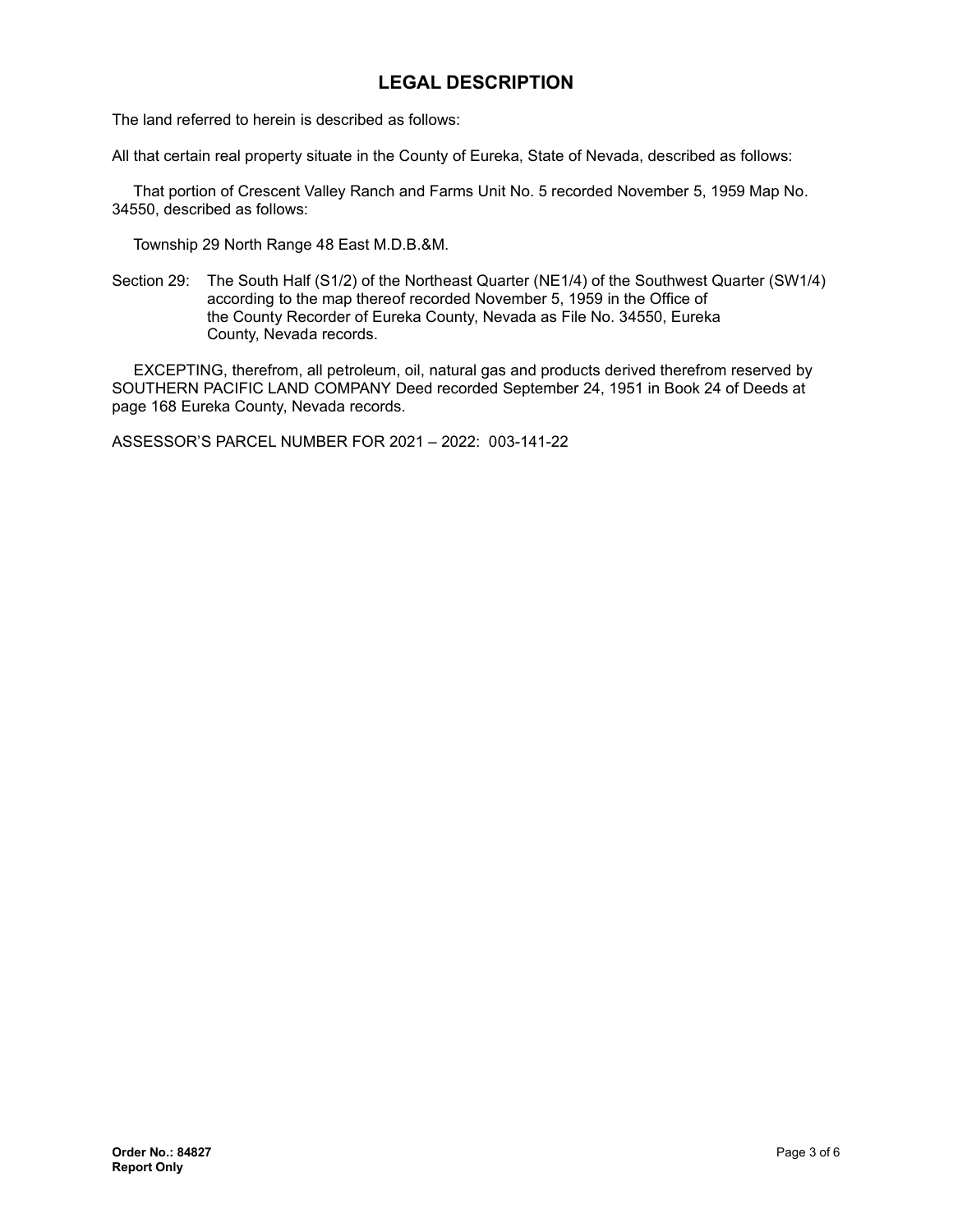## LEGAL DESCRIPTION

The land referred to herein is described as follows:

All that certain real property situate in the County of Eureka, State of Nevada, described as follows:

That portion of Crescent Valley Ranch and Farms Unit No. 5 recorded November 5, 1959 Map No. 34550, described as follows:

Township 29 North Range 48 East M.D.B.&M.

Section 29: The South Half (S1/2) of the Northeast Quarter (NE1/4) of the Southwest Quarter (SW1/4) according to the map thereof recorded November 5, 1959 in the Office of the County Recorder of Eureka County, Nevada as File No. 34550, Eureka County, Nevada records.

EXCEPTING, therefrom, all petroleum, oil, natural gas and products derived therefrom reserved by SOUTHERN PACIFIC LAND COMPANY Deed recorded September 24, 1951 in Book 24 of Deeds at page 168 Eureka County, Nevada records.

ASSESSOR'S PARCEL NUMBER FOR 2021 – 2022: 003-141-22

**Order No.: 84827**
**Report Only**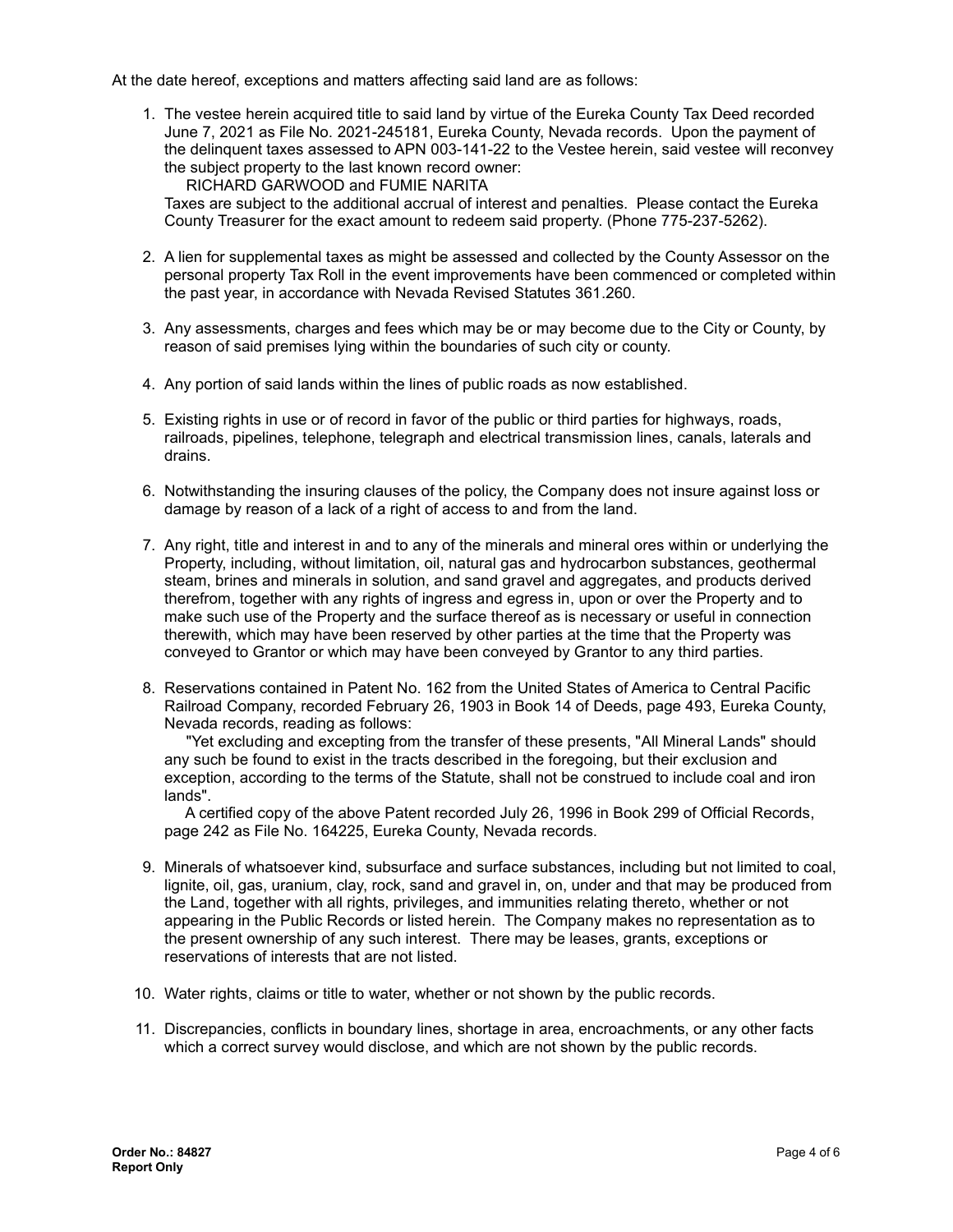At the date hereof, exceptions and matters affecting said land are as follows:

1. The vestee herein acquired title to said land by virtue of the Eureka County Tax Deed recorded June 7, 2021 as File No. 2021-245181, Eureka County, Nevada records. Upon the payment of the delinquent taxes assessed to APN 003-141-22 to the Vestee herein, said vestee will reconvey the subject property to the last known record owner:

   RICHARD GARWOOD and FUMIE NARITA

   Taxes are subject to the additional accrual of interest and penalties. Please contact the Eureka County Treasurer for the exact amount to redeem said property. (Phone 775-237-5262).

2. A lien for supplemental taxes as might be assessed and collected by the County Assessor on the personal property Tax Roll in the event improvements have been commenced or completed within the past year, in accordance with Nevada Revised Statutes 361.260.

3. Any assessments, charges and fees which may be or may become due to the City or County, by reason of said premises lying within the boundaries of such city or county.

4. Any portion of said lands within the lines of public roads as now established.

5. Existing rights in use or of record in favor of the public or third parties for highways, roads, railroads, pipelines, telephone, telegraph and electrical transmission lines, canals, laterals and drains.

6. Notwithstanding the insuring clauses of the policy, the Company does not insure against loss or damage by reason of a lack of a right of access to and from the land.

7. Any right, title and interest in and to any of the minerals and mineral ores within or underlying the Property, including, without limitation, oil, natural gas and hydrocarbon substances, geothermal steam, brines and minerals in solution, and sand gravel and aggregates, and products derived therefrom, together with any rights of ingress and egress in, upon or over the Property and to make such use of the Property and the surface thereof as is necessary or useful in connection therewith, which may have been reserved by other parties at the time that the Property was conveyed to Grantor or which may have been conveyed by Grantor to any third parties.

8. Reservations contained in Patent No. 162 from the United States of America to Central Pacific Railroad Company, recorded February 26, 1903 in Book 14 of Deeds, page 493, Eureka County, Nevada records, reading as follows:

   "Yet excluding and excepting from the transfer of these presents, "All Mineral Lands" should any such be found to exist in the tracts described in the foregoing, but their exclusion and exception, according to the terms of the Statute, shall not be construed to include coal and iron lands".

   A certified copy of the above Patent recorded July 26, 1996 in Book 299 of Official Records, page 242 as File No. 164225, Eureka County, Nevada records.

9. Minerals of whatsoever kind, subsurface and surface substances, including but not limited to coal, lignite, oil, gas, uranium, clay, rock, sand and gravel in, on, under and that may be produced from the Land, together with all rights, privileges, and immunities relating thereto, whether or not appearing in the Public Records or listed herein. The Company makes no representation as to the present ownership of any such interest. There may be leases, grants, exceptions or reservations of interests that are not listed.

10. Water rights, claims or title to water, whether or not shown by the public records.

11. Discrepancies, conflicts in boundary lines, shortage in area, encroachments, or any other facts which a correct survey would disclose, and which are not shown by the public records.

**Order No.: 84827**
**Report Only**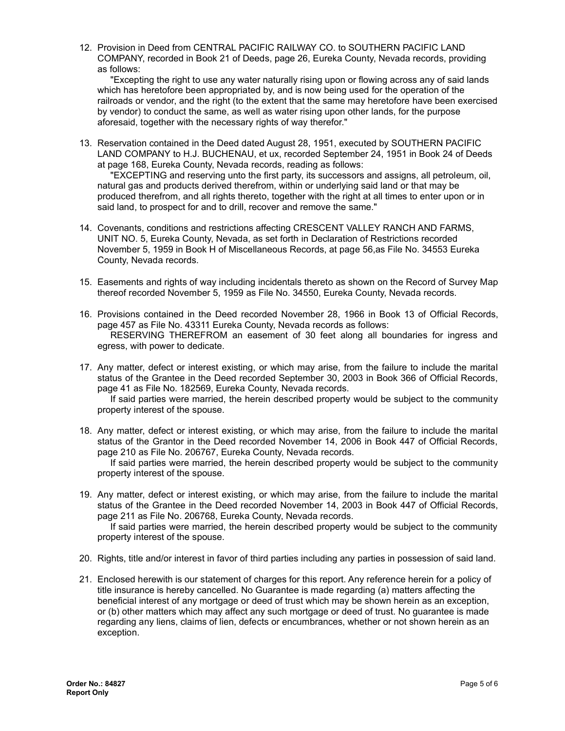12. Provision in Deed from CENTRAL PACIFIC RAILWAY CO. to SOUTHERN PACIFIC LAND COMPANY, recorded in Book 21 of Deeds, page 26, Eureka County, Nevada records, providing as follows:

    "Excepting the right to use any water naturally rising upon or flowing across any of said lands which has heretofore been appropriated by, and is now being used for the operation of the railroads or vendor, and the right (to the extent that the same may heretofore have been exercised by vendor) to conduct the same, as well as water rising upon other lands, for the purpose aforesaid, together with the necessary rights of way therefor."

13. Reservation contained in the Deed dated August 28, 1951, executed by SOUTHERN PACIFIC LAND COMPANY to H.J. BUCHENAU, et ux, recorded September 24, 1951 in Book 24 of Deeds at page 168, Eureka County, Nevada records, reading as follows:

    "EXCEPTING and reserving unto the first party, its successors and assigns, all petroleum, oil, natural gas and products derived therefrom, within or underlying said land or that may be produced therefrom, and all rights thereto, together with the right at all times to enter upon or in said land, to prospect for and to drill, recover and remove the same."

14. Covenants, conditions and restrictions affecting CRESCENT VALLEY RANCH AND FARMS, UNIT NO. 5, Eureka County, Nevada, as set forth in Declaration of Restrictions recorded November 5, 1959 in Book H of Miscellaneous Records, at page 56,as File No. 34553 Eureka County, Nevada records.

15. Easements and rights of way including incidentals thereto as shown on the Record of Survey Map thereof recorded November 5, 1959 as File No. 34550, Eureka County, Nevada records.

16. Provisions contained in the Deed recorded November 28, 1966 in Book 13 of Official Records, page 457 as File No. 43311 Eureka County, Nevada records as follows:

    RESERVING THEREFROM an easement of 30 feet along all boundaries for ingress and egress, with power to dedicate.

17. Any matter, defect or interest existing, or which may arise, from the failure to include the marital status of the Grantee in the Deed recorded September 30, 2003 in Book 366 of Official Records, page 41 as File No. 182569, Eureka County, Nevada records.

    If said parties were married, the herein described property would be subject to the community property interest of the spouse.

18. Any matter, defect or interest existing, or which may arise, from the failure to include the marital status of the Grantor in the Deed recorded November 14, 2006 in Book 447 of Official Records, page 210 as File No. 206767, Eureka County, Nevada records.

    If said parties were married, the herein described property would be subject to the community property interest of the spouse.

19. Any matter, defect or interest existing, or which may arise, from the failure to include the marital status of the Grantee in the Deed recorded November 14, 2003 in Book 447 of Official Records, page 211 as File No. 206768, Eureka County, Nevada records.

    If said parties were married, the herein described property would be subject to the community property interest of the spouse.

20. Rights, title and/or interest in favor of third parties including any parties in possession of said land.

21. Enclosed herewith is our statement of charges for this report. Any reference herein for a policy of title insurance is hereby cancelled. No Guarantee is made regarding (a) matters affecting the beneficial interest of any mortgage or deed of trust which may be shown herein as an exception, or (b) other matters which may affect any such mortgage or deed of trust. No guarantee is made regarding any liens, claims of lien, defects or encumbrances, whether or not shown herein as an exception.

**Order No.: 84827**
**Report Only**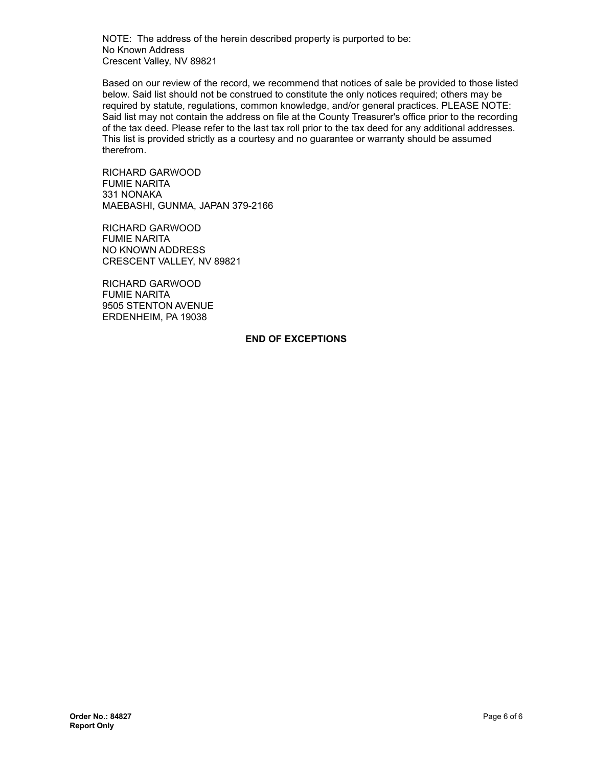NOTE: The address of the herein described property is purported to be:
No Known Address
Crescent Valley, NV 89821

Based on our review of the record, we recommend that notices of sale be provided to those listed below. Said list should not be construed to constitute the only notices required; others may be required by statute, regulations, common knowledge, and/or general practices. PLEASE NOTE: Said list may not contain the address on file at the County Treasurer's office prior to the recording of the tax deed. Please refer to the last tax roll prior to the tax deed for any additional addresses. This list is provided strictly as a courtesy and no guarantee or warranty should be assumed therefrom.

RICHARD GARWOOD
FUMIE NARITA
331 NONAKA
MAEBASHI, GUNMA, JAPAN 379-2166

RICHARD GARWOOD
FUMIE NARITA
NO KNOWN ADDRESS
CRESCENT VALLEY, NV 89821

RICHARD GARWOOD
FUMIE NARITA
9505 STENTON AVENUE
ERDENHEIM, PA 19038

**END OF EXCEPTIONS**

**Order No.: 84827**
**Report Only**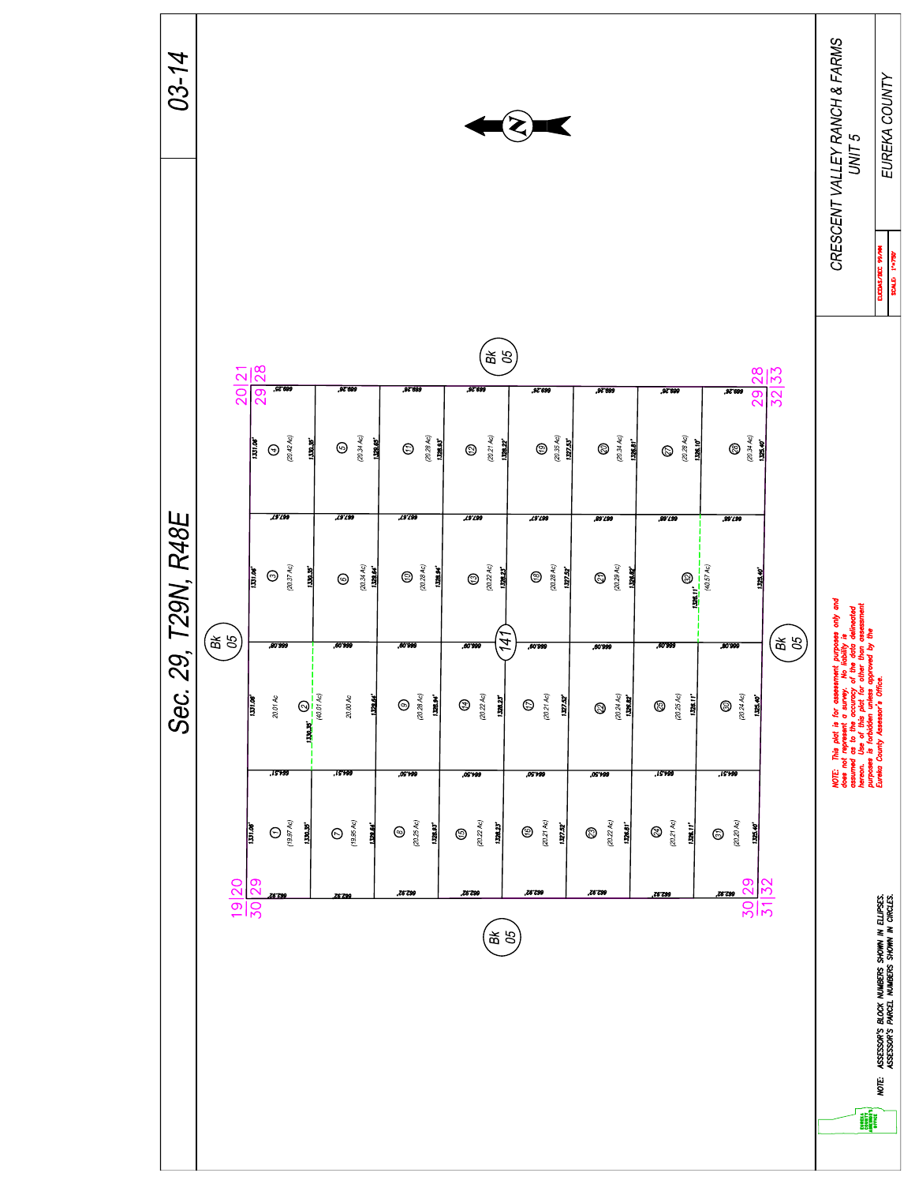# Sec. 29, T29N, R48E

03-14

CRESCENT VALLEY RANCH & FARMS
UNIT 5

EUREKA COUNTY

EUCOAS/SEC. 99/999

SCALE: 1"=750'

Bk 05

141

| Parcel | Acreage |
|---|---|
| 1 | (19.97 Ac) |
| 2 | (40.01 Ac) |
| 3 | (20.37 Ac) |
| 4 | (20.42 Ac) |
| 5 | (20.34 Ac) |
| 6 | (20.34 Ac) |
| 7 | (19.95 Ac) |
| 8 | (20.25 Ac) |
| 9 | (20.28 Ac) |
| 10 | (20.28 Ac) |
| 11 | (20.28 Ac) |
| 12 | (20.21 Ac) |
| 13 | (20.22 Ac) |
| 14 | (20.22 Ac) |
| 15 | (20.22 Ac) |
| 16 | (20.21 Ac) |
| 17 | (20.21 Ac) |
| 18 | (20.28 Ac) |
| 19 | (20.35 Ac) |
| 20 | (20.34 Ac) |
| 21 | (20.29 Ac) |
| 22 | (20.24 Ac) |
| 23 | (20.22 Ac) |
| 24 | (20.21 Ac) |
| 25 | (20.25 Ac) |
| 26 | (20.34 Ac) |
| 27 | (20.28 Ac) |
| 29 | (20.24 Ac) |
| 31 | (20.20 Ac) |
| 32 | (40.57 Ac) |

NOTE: This plat is for assessment purposes only and does not represent a survey. No liability is assumed as to the accuracy of the data delineated hereon. Use of this plat for other than assessment purposes is forbidden unless approved by the Eureka County Assessor's Office.

NOTE: ASSESSOR'S BLOCK NUMBERS SHOWN IN ELLIPSES.
ASSESSOR'S PARCEL NUMBERS SHOWN IN CIRCLES.

EUREKA COUNTY ASSESSOR'S OFFICE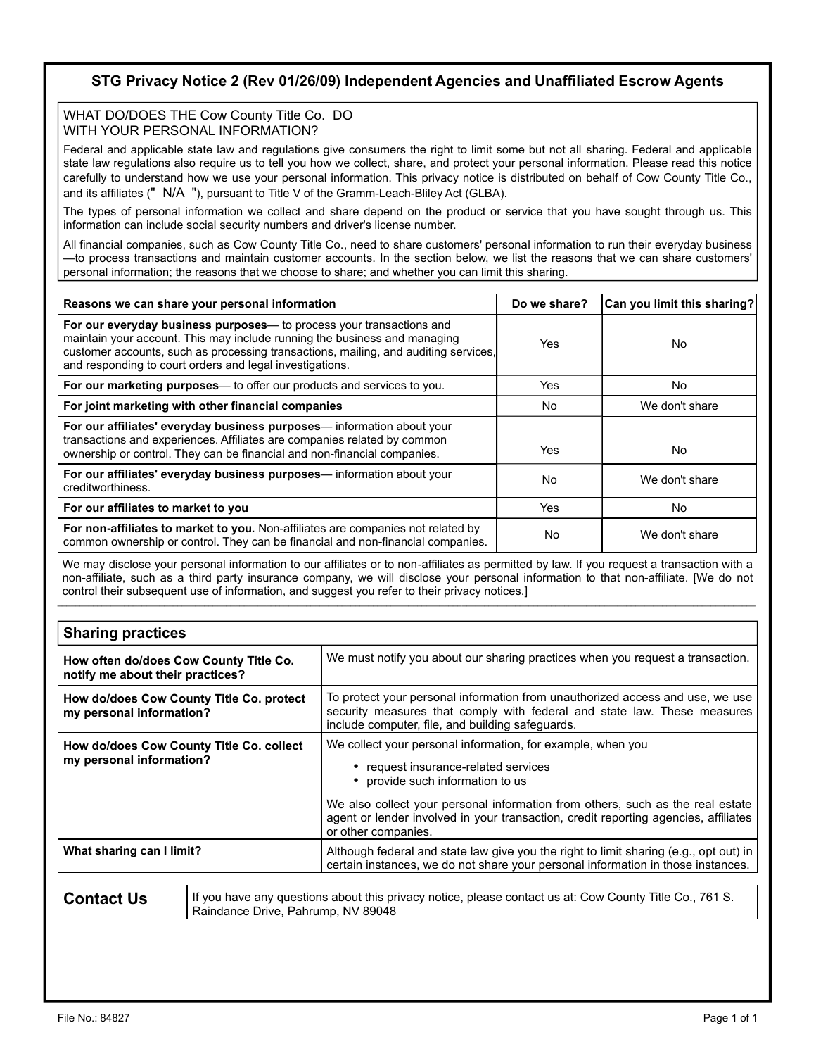# STG Privacy Notice 2 (Rev 01/26/09) Independent Agencies and Unaffiliated Escrow Agents

WHAT DO/DOES THE Cow County Title Co. DO
WITH YOUR PERSONAL INFORMATION?

Federal and applicable state law and regulations give consumers the right to limit some but not all sharing. Federal and applicable state law regulations also require us to tell you how we collect, share, and protect your personal information. Please read this notice carefully to understand how we use your personal information. This privacy notice is distributed on behalf of Cow County Title Co., and its affiliates (" N/A "), pursuant to Title V of the Gramm-Leach-Bliley Act (GLBA).

The types of personal information we collect and share depend on the product or service that you have sought through us. This information can include social security numbers and driver's license number.

All financial companies, such as Cow County Title Co., need to share customers' personal information to run their everyday business —to process transactions and maintain customer accounts. In the section below, we list the reasons that we can share customers' personal information; the reasons that we choose to share; and whether you can limit this sharing.

| Reasons we can share your personal information | Do we share? | Can you limit this sharing? |
|---|---|---|
| **For our everyday business purposes**— to process your transactions and maintain your account. This may include running the business and managing customer accounts, such as processing transactions, mailing, and auditing services, and responding to court orders and legal investigations. | Yes | No |
| **For our marketing purposes**— to offer our products and services to you. | Yes | No |
| **For joint marketing with other financial companies** | No | We don't share |
| **For our affiliates' everyday business purposes**— information about your transactions and experiences. Affiliates are companies related by common ownership or control. They can be financial and non-financial companies. | Yes | No |
| **For our affiliates' everyday business purposes**— information about your creditworthiness. | No | We don't share |
| **For our affiliates to market to you** | Yes | No |
| **For non-affiliates to market to you.** Non-affiliates are companies not related by common ownership or control. They can be financial and non-financial companies. | No | We don't share |

We may disclose your personal information to our affiliates or to non-affiliates as permitted by law. If you request a transaction with a non-affiliate, such as a third party insurance company, we will disclose your personal information to that non-affiliate. [We do not control their subsequent use of information, and suggest you refer to their privacy notices.]

| Sharing practices | |
|---|---|
| **How often do/does Cow County Title Co. notify me about their practices?** | We must notify you about our sharing practices when you request a transaction. |
| **How do/does Cow County Title Co. protect my personal information?** | To protect your personal information from unauthorized access and use, we use security measures that comply with federal and state law. These measures include computer, file, and building safeguards. |
| **How do/does Cow County Title Co. collect my personal information?** | We collect your personal information, for example, when you<br>• request insurance-related services<br>• provide such information to us<br><br>We also collect your personal information from others, such as the real estate agent or lender involved in your transaction, credit reporting agencies, affiliates or other companies. |
| **What sharing can I limit?** | Although federal and state law give you the right to limit sharing (e.g., opt out) in certain instances, we do not share your personal information in those instances. |

| Contact Us | |
|---|---|
| **Contact Us** | If you have any questions about this privacy notice, please contact us at: Cow County Title Co., 761 S. Raindance Drive, Pahrump, NV 89048 |

File No.: 84827